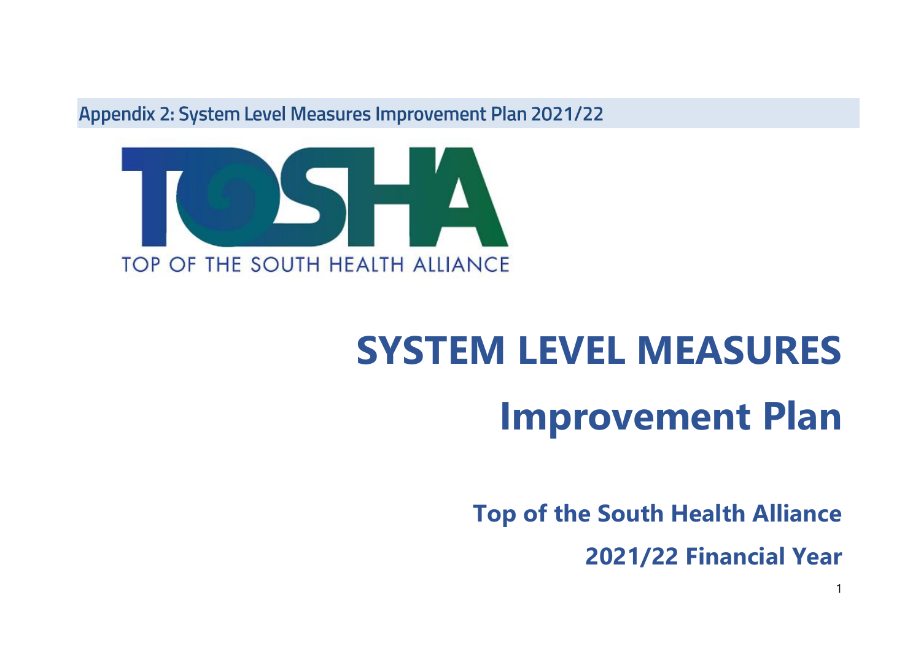Appendix 2: System Level Measures Improvement Plan 2021/22

TOSHA

TOP OF THE SOUTH HEALTH ALLIANCE

# SYSTEM LEVEL MEASURES

# Improvement Plan

## Top of the South Health Alliance

## 2021/22 Financial Year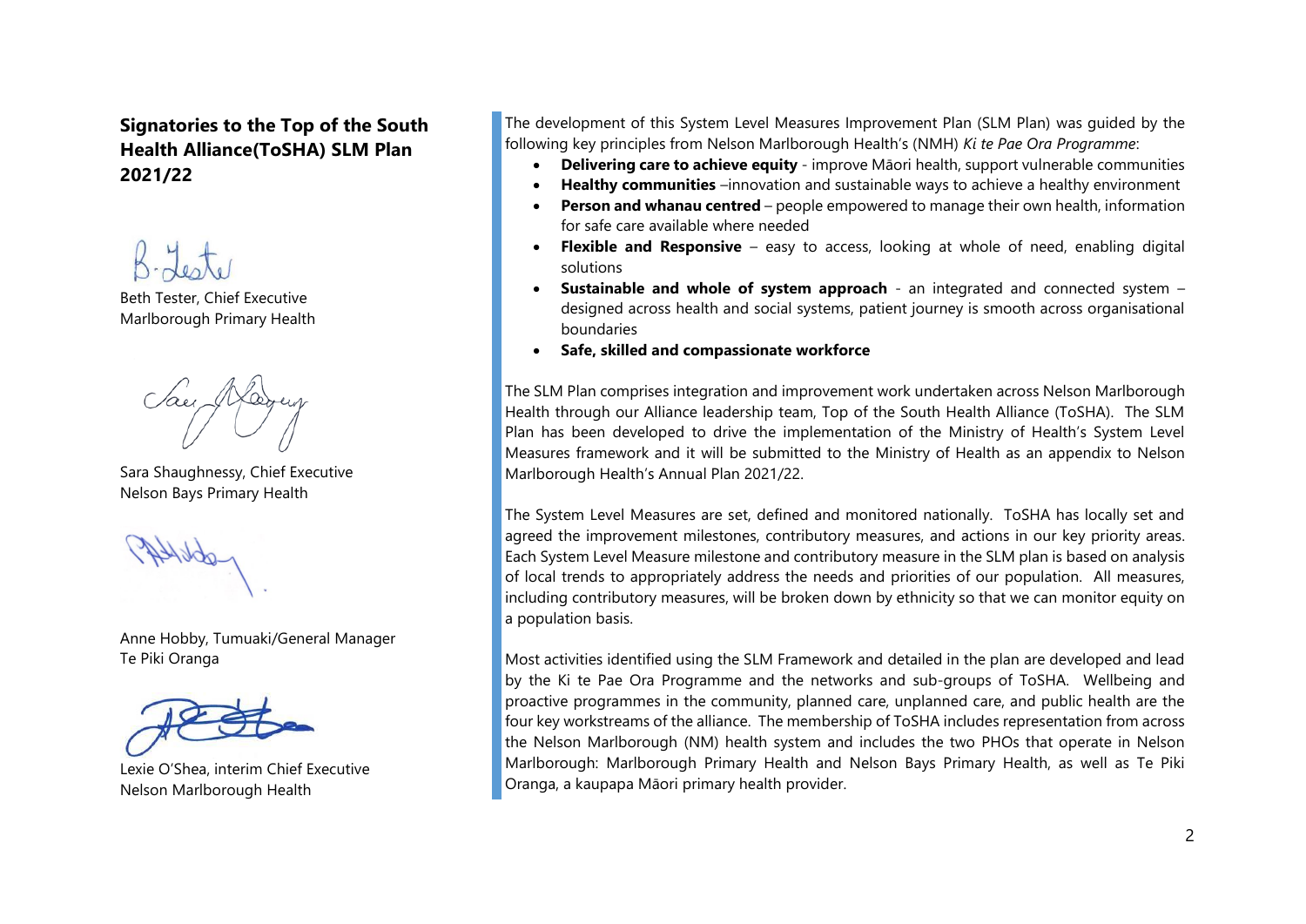## Signatories to the Top of the South Health Alliance(ToSHA) SLM Plan 2021/22

Beth Tester, Chief Executive
Marlborough Primary Health

Sara Shaughnessy, Chief Executive
Nelson Bays Primary Health

Anne Hobby, Tumuaki/General Manager
Te Piki Oranga

Lexie O'Shea, interim Chief Executive
Nelson Marlborough Health

The development of this System Level Measures Improvement Plan (SLM Plan) was guided by the following key principles from Nelson Marlborough Health's (NMH) *Ki te Pae Ora Programme*:

- **Delivering care to achieve equity** - improve Māori health, support vulnerable communities
- **Healthy communities** –innovation and sustainable ways to achieve a healthy environment
- **Person and whanau centred** – people empowered to manage their own health, information for safe care available where needed
- **Flexible and Responsive** – easy to access, looking at whole of need, enabling digital solutions
- **Sustainable and whole of system approach** - an integrated and connected system – designed across health and social systems, patient journey is smooth across organisational boundaries
- **Safe, skilled and compassionate workforce**

The SLM Plan comprises integration and improvement work undertaken across Nelson Marlborough Health through our Alliance leadership team, Top of the South Health Alliance (ToSHA). The SLM Plan has been developed to drive the implementation of the Ministry of Health's System Level Measures framework and it will be submitted to the Ministry of Health as an appendix to Nelson Marlborough Health's Annual Plan 2021/22.

The System Level Measures are set, defined and monitored nationally. ToSHA has locally set and agreed the improvement milestones, contributory measures, and actions in our key priority areas. Each System Level Measure milestone and contributory measure in the SLM plan is based on analysis of local trends to appropriately address the needs and priorities of our population. All measures, including contributory measures, will be broken down by ethnicity so that we can monitor equity on a population basis.

Most activities identified using the SLM Framework and detailed in the plan are developed and lead by the Ki te Pae Ora Programme and the networks and sub-groups of ToSHA. Wellbeing and proactive programmes in the community, planned care, unplanned care, and public health are the four key workstreams of the alliance. The membership of ToSHA includes representation from across the Nelson Marlborough (NM) health system and includes the two PHOs that operate in Nelson Marlborough: Marlborough Primary Health and Nelson Bays Primary Health, as well as Te Piki Oranga, a kaupapa Māori primary health provider.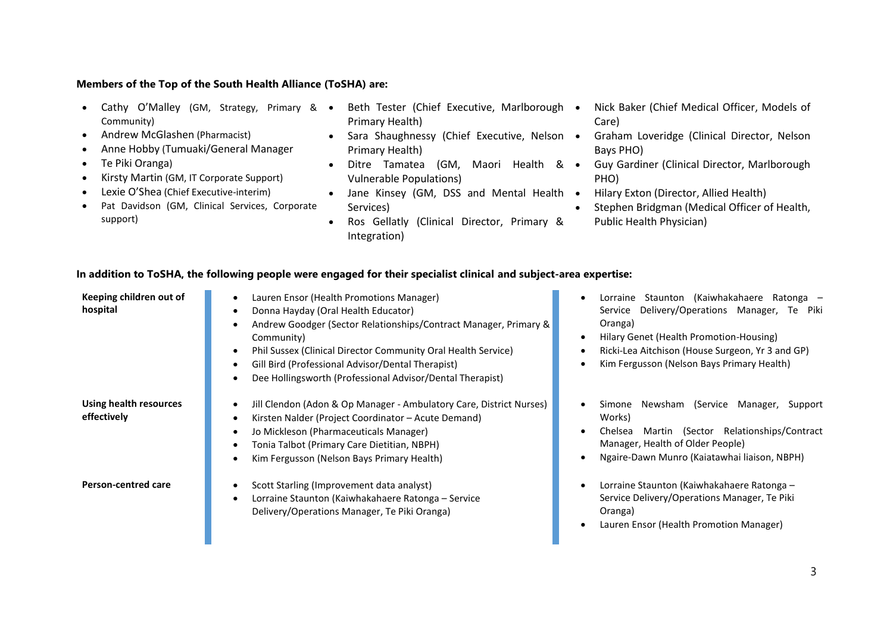**Members of the Top of the South Health Alliance (ToSHA) are:**

- Cathy O'Malley (GM, Strategy, Primary & Community)
- Andrew McGlashen (Pharmacist)
- Anne Hobby (Tumuaki/General Manager
- Te Piki Oranga)
- Kirsty Martin (GM, IT Corporate Support)
- Lexie O'Shea (Chief Executive-interim)
- Pat Davidson (GM, Clinical Services, Corporate support)
- Beth Tester (Chief Executive, Marlborough Primary Health)
- Sara Shaughnessy (Chief Executive, Nelson Primary Health)
- Ditre Tamatea (GM, Maori Health & Vulnerable Populations)
- Jane Kinsey (GM, DSS and Mental Health Services)
- Ros Gellatly (Clinical Director, Primary & Integration)
- Nick Baker (Chief Medical Officer, Models of Care)
- Graham Loveridge (Clinical Director, Nelson Bays PHO)
- Guy Gardiner (Clinical Director, Marlborough PHO)
- Hilary Exton (Director, Allied Health)
- Stephen Bridgman (Medical Officer of Health, Public Health Physician)

**In addition to ToSHA, the following people were engaged for their specialist clinical and subject-area expertise:**

| | | |
|---|---|---|
| **Keeping children out of hospital** | • Lauren Ensor (Health Promotions Manager)<br>• Donna Hayday (Oral Health Educator)<br>• Andrew Goodger (Sector Relationships/Contract Manager, Primary & Community)<br>• Phil Sussex (Clinical Director Community Oral Health Service)<br>• Gill Bird (Professional Advisor/Dental Therapist)<br>• Dee Hollingsworth (Professional Advisor/Dental Therapist) | • Lorraine Staunton (Kaiwhakahaere Ratonga – Service Delivery/Operations Manager, Te Piki Oranga)<br>• Hilary Genet (Health Promotion-Housing)<br>• Ricki-Lea Aitchison (House Surgeon, Yr 3 and GP)<br>• Kim Fergusson (Nelson Bays Primary Health) |
| **Using health resources effectively** | • Jill Clendon (Adon & Op Manager - Ambulatory Care, District Nurses)<br>• Kirsten Nalder (Project Coordinator – Acute Demand)<br>• Jo Mickleson (Pharmaceuticals Manager)<br>• Tonia Talbot (Primary Care Dietitian, NBPH)<br>• Kim Fergusson (Nelson Bays Primary Health) | • Simone Newsham (Service Manager, Support Works)<br>• Chelsea Martin (Sector Relationships/Contract Manager, Health of Older People)<br>• Ngaire-Dawn Munro (Kaiatawhai liaison, NBPH) |
| **Person-centred care** | • Scott Starling (Improvement data analyst)<br>• Lorraine Staunton (Kaiwhakahaere Ratonga – Service Delivery/Operations Manager, Te Piki Oranga) | • Lorraine Staunton (Kaiwhakahaere Ratonga – Service Delivery/Operations Manager, Te Piki Oranga)<br>• Lauren Ensor (Health Promotion Manager) |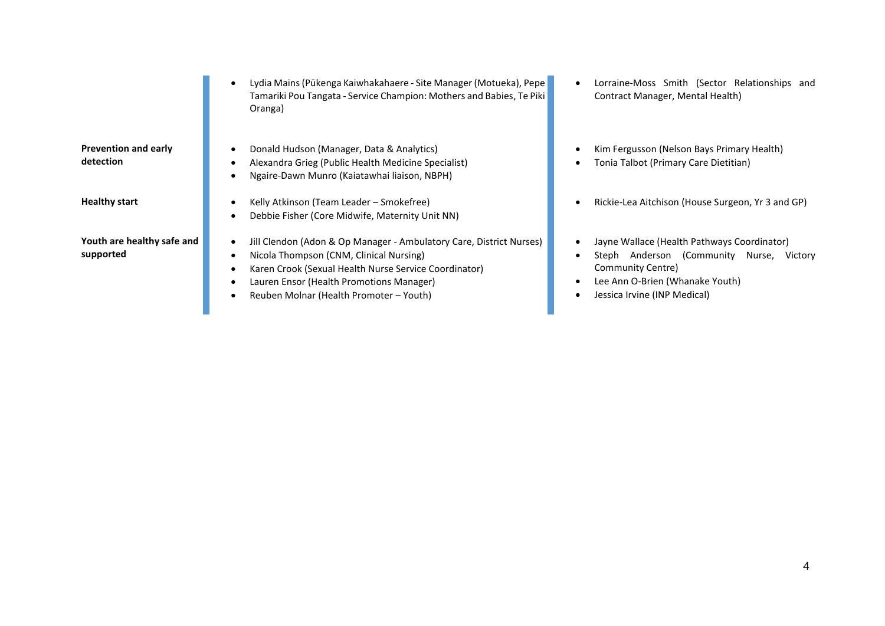| | | |
|---|---|---|
| | • Lydia Mains (Pūkenga Kaiwhakahaere - Site Manager (Motueka), Pepe Tamariki Pou Tangata - Service Champion: Mothers and Babies, Te Piki Oranga) | • Lorraine-Moss Smith (Sector Relationships and Contract Manager, Mental Health) |
| **Prevention and early detection** | • Donald Hudson (Manager, Data & Analytics)<br>• Alexandra Grieg (Public Health Medicine Specialist)<br>• Ngaire-Dawn Munro (Kaiatawhai liaison, NBPH) | • Kim Fergusson (Nelson Bays Primary Health)<br>• Tonia Talbot (Primary Care Dietitian) |
| **Healthy start** | • Kelly Atkinson (Team Leader – Smokefree)<br>• Debbie Fisher (Core Midwife, Maternity Unit NN) | • Rickie-Lea Aitchison (House Surgeon, Yr 3 and GP) |
| **Youth are healthy safe and supported** | • Jill Clendon (Adon & Op Manager - Ambulatory Care, District Nurses)<br>• Nicola Thompson (CNM, Clinical Nursing)<br>• Karen Crook (Sexual Health Nurse Service Coordinator)<br>• Lauren Ensor (Health Promotions Manager)<br>• Reuben Molnar (Health Promoter – Youth) | • Jayne Wallace (Health Pathways Coordinator)<br>• Steph Anderson (Community Nurse, Victory Community Centre)<br>• Lee Ann O-Brien (Whanake Youth)<br>• Jessica Irvine (INP Medical) |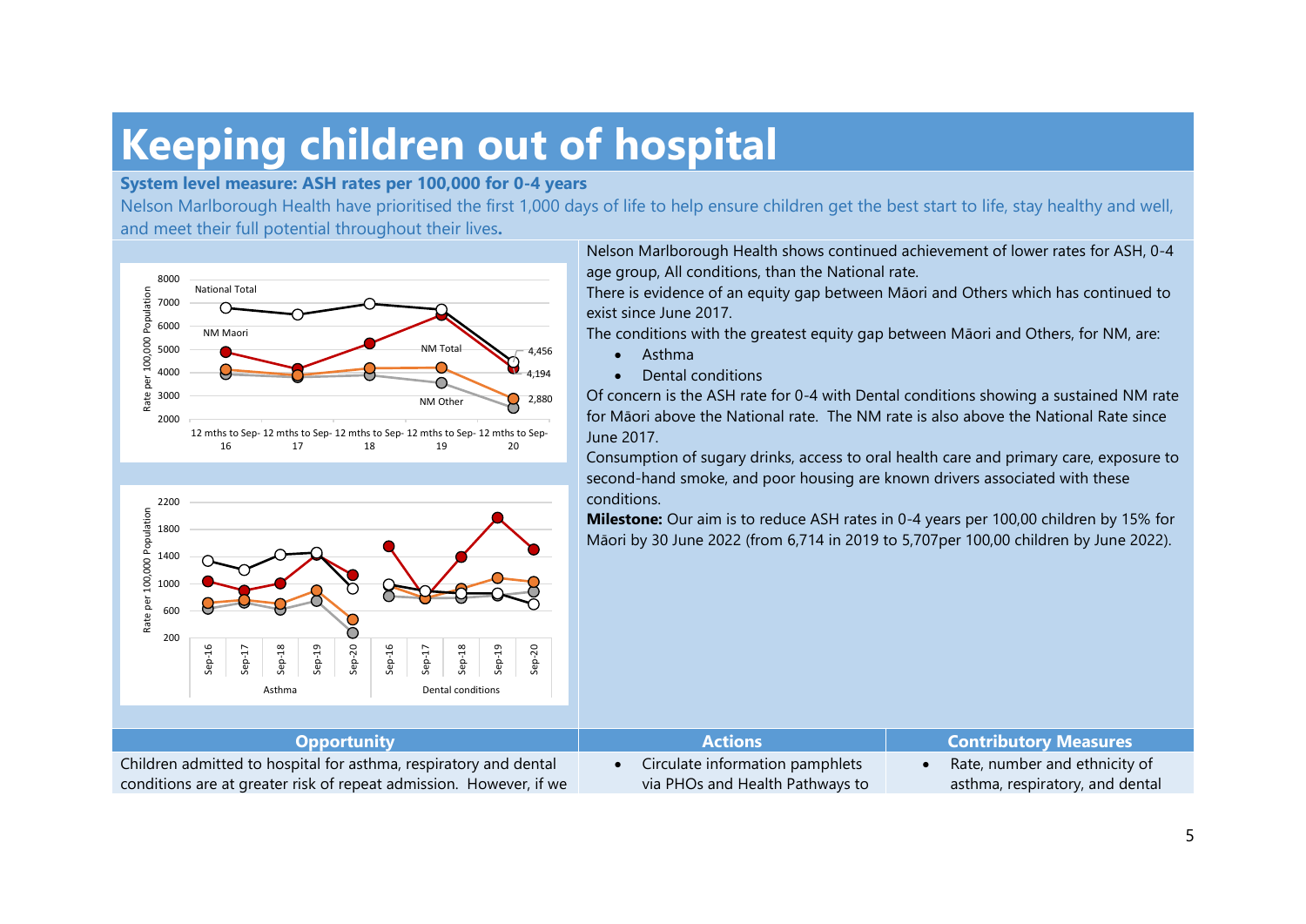# Keeping children out of hospital

**System level measure: ASH rates per 100,000 for 0-4 years**

Nelson Marlborough Health have prioritised the first 1,000 days of life to help ensure children get the best start to life, stay healthy and well, and meet their full potential throughout their lives**.**

Nelson Marlborough Health shows continued achievement of lower rates for ASH, 0-4 age group, All conditions, than the National rate.

There is evidence of an equity gap between Māori and Others which has continued to exist since June 2017.

The conditions with the greatest equity gap between Māori and Others, for NM, are:

- Asthma
- Dental conditions

Of concern is the ASH rate for 0-4 with Dental conditions showing a sustained NM rate for Māori above the National rate. The NM rate is also above the National Rate since June 2017.

Consumption of sugary drinks, access to oral health care and primary care, exposure to second-hand smoke, and poor housing are known drivers associated with these conditions.

**Milestone:** Our aim is to reduce ASH rates in 0-4 years per 100,00 children by 15% for Māori by 30 June 2022 (from 6,714 in 2019 to 5,707per 100,00 children by June 2022).

| Opportunity | Actions | Contributory Measures |
|---|---|---|
| Children admitted to hospital for asthma, respiratory and dental conditions are at greater risk of repeat admission. However, if we | • Circulate information pamphlets via PHOs and Health Pathways to | • Rate, number and ethnicity of asthma, respiratory, and dental |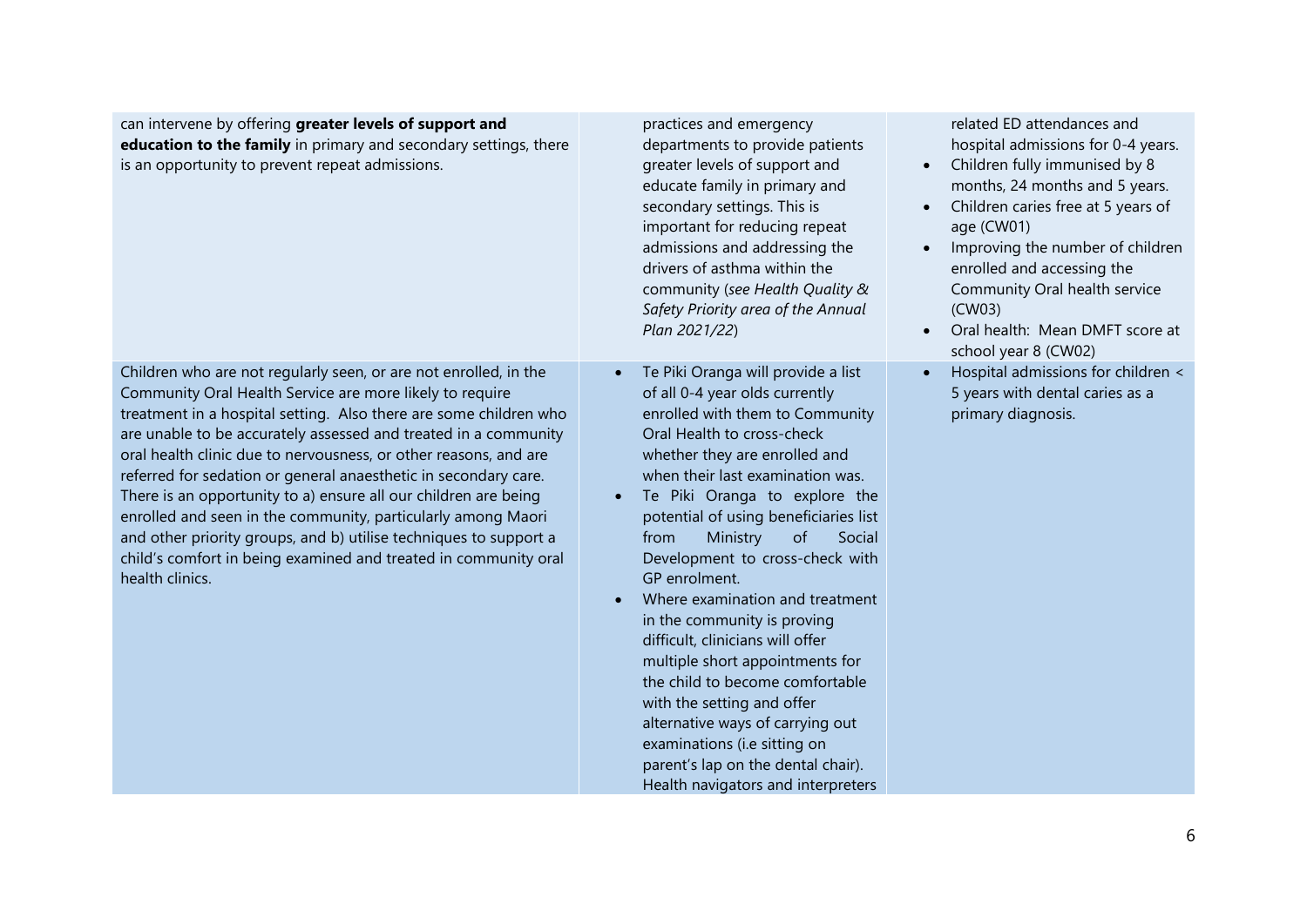| | | |
|---|---|---|
| can intervene by offering **greater levels of support and education to the family** in primary and secondary settings, there is an opportunity to prevent repeat admissions. | practices and emergency departments to provide patients greater levels of support and educate family in primary and secondary settings. This is important for reducing repeat admissions and addressing the drivers of asthma within the community (*see Health Quality & Safety Priority area of the Annual Plan 2021/22*) | related ED attendances and hospital admissions for 0-4 years.<br>• Children fully immunised by 8 months, 24 months and 5 years.<br>• Children caries free at 5 years of age (CW01)<br>• Improving the number of children enrolled and accessing the Community Oral health service (CW03)<br>• Oral health: Mean DMFT score at school year 8 (CW02) |
| Children who are not regularly seen, or are not enrolled, in the Community Oral Health Service are more likely to require treatment in a hospital setting. Also there are some children who are unable to be accurately assessed and treated in a community oral health clinic due to nervousness, or other reasons, and are referred for sedation or general anaesthetic in secondary care. There is an opportunity to a) ensure all our children are being enrolled and seen in the community, particularly among Maori and other priority groups, and b) utilise techniques to support a child's comfort in being examined and treated in community oral health clinics. | • Te Piki Oranga will provide a list of all 0-4 year olds currently enrolled with them to Community Oral Health to cross-check whether they are enrolled and when their last examination was.<br>• Te Piki Oranga to explore the potential of using beneficiaries list from Ministry of Social Development to cross-check with GP enrolment.<br>• Where examination and treatment in the community is proving difficult, clinicians will offer multiple short appointments for the child to become comfortable with the setting and offer alternative ways of carrying out examinations (i.e sitting on parent's lap on the dental chair). Health navigators and interpreters | • Hospital admissions for children < 5 years with dental caries as a primary diagnosis. |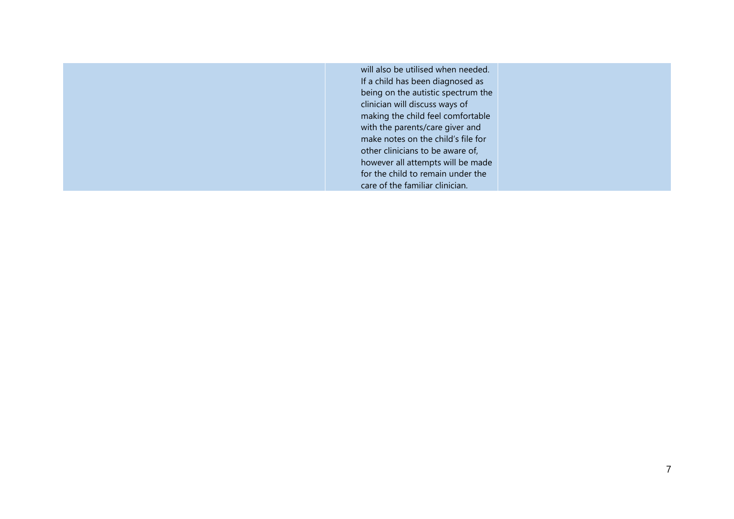| | | |
|---|---|---|
| | will also be utilised when needed. If a child has been diagnosed as being on the autistic spectrum the clinician will discuss ways of making the child feel comfortable with the parents/care giver and make notes on the child's file for other clinicians to be aware of, however all attempts will be made for the child to remain under the care of the familiar clinician. | |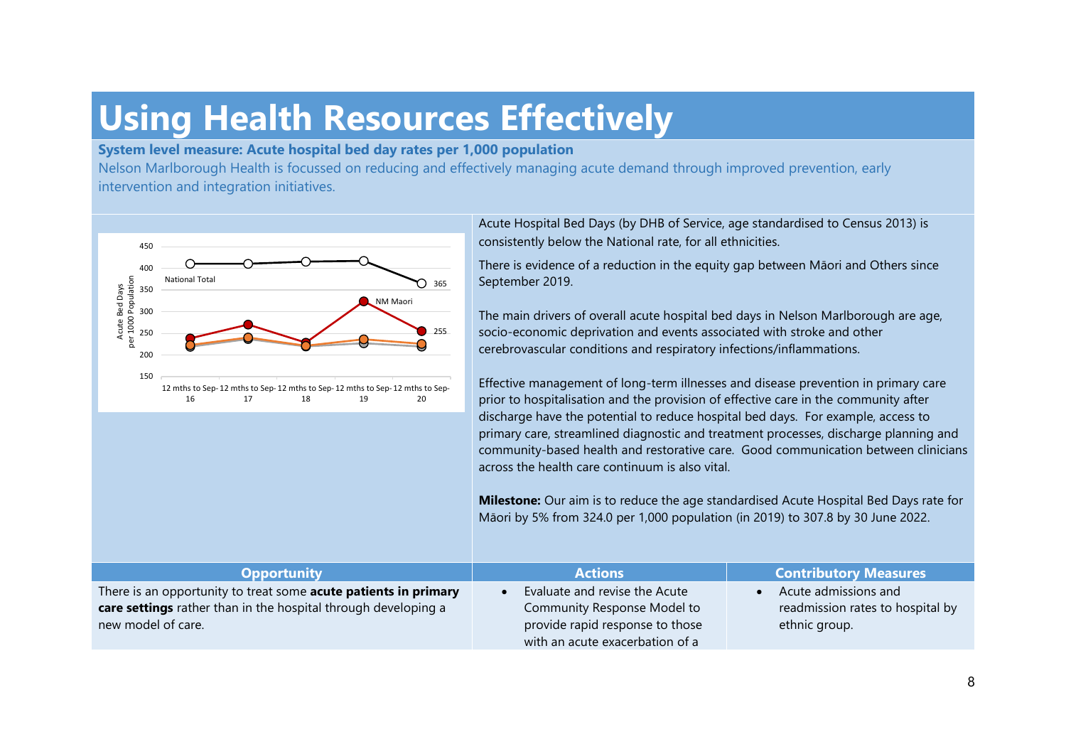# Using Health Resources Effectively

**System level measure: Acute hospital bed day rates per 1,000 population**

Nelson Marlborough Health is focussed on reducing and effectively managing acute demand through improved prevention, early intervention and integration initiatives.

Acute Hospital Bed Days (by DHB of Service, age standardised to Census 2013) is consistently below the National rate, for all ethnicities.

There is evidence of a reduction in the equity gap between Māori and Others since September 2019.

The main drivers of overall acute hospital bed days in Nelson Marlborough are age, socio-economic deprivation and events associated with stroke and other cerebrovascular conditions and respiratory infections/inflammations.

Effective management of long-term illnesses and disease prevention in primary care prior to hospitalisation and the provision of effective care in the community after discharge have the potential to reduce hospital bed days. For example, access to primary care, streamlined diagnostic and treatment processes, discharge planning and community-based health and restorative care. Good communication between clinicians across the health care continuum is also vital.

**Milestone:** Our aim is to reduce the age standardised Acute Hospital Bed Days rate for Māori by 5% from 324.0 per 1,000 population (in 2019) to 307.8 by 30 June 2022.

| Opportunity | Actions | Contributory Measures |
|---|---|---|
| There is an opportunity to treat some **acute patients in primary care settings** rather than in the hospital through developing a new model of care. | • Evaluate and revise the Acute Community Response Model to provide rapid response to those with an acute exacerbation of a | • Acute admissions and readmission rates to hospital by ethnic group. |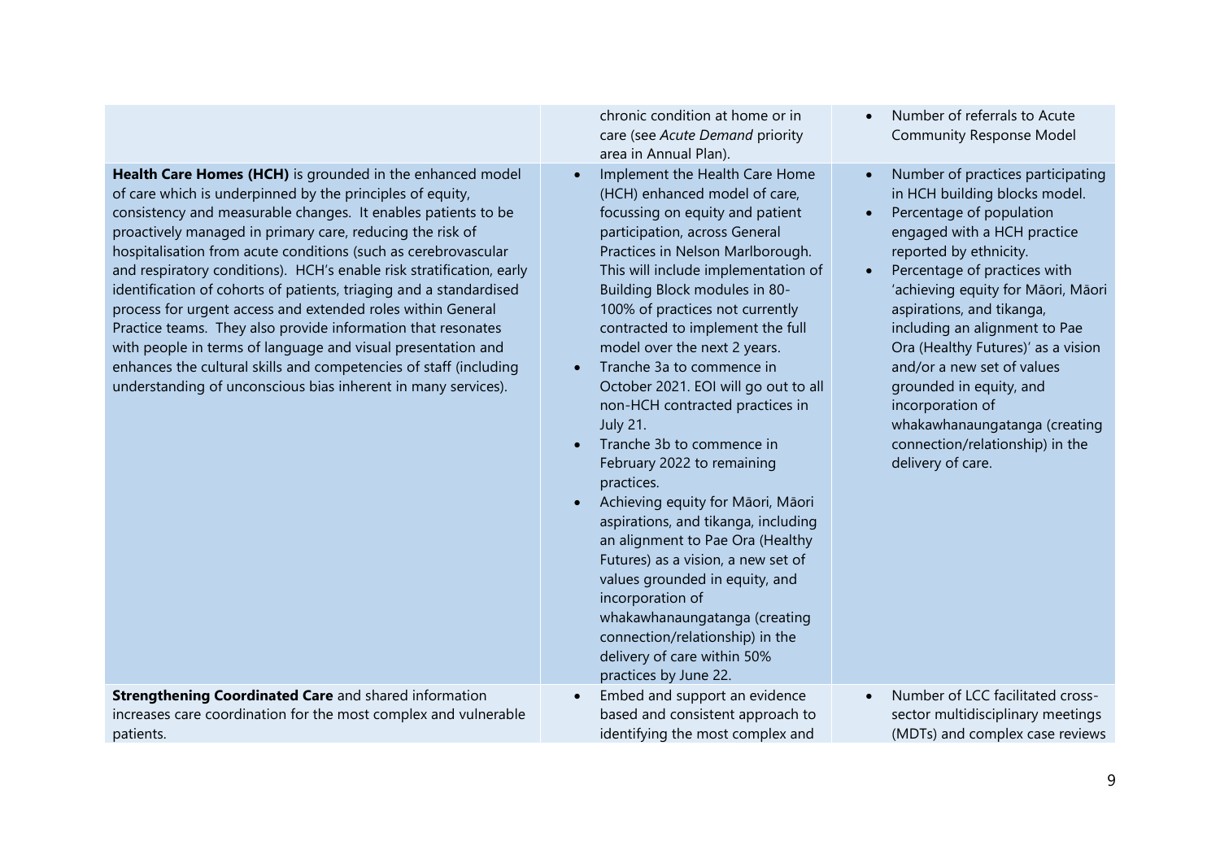| | | |
|---|---|---|
| | chronic condition at home or in care (see *Acute Demand* priority area in Annual Plan). | • Number of referrals to Acute Community Response Model |
| **Health Care Homes (HCH)** is grounded in the enhanced model of care which is underpinned by the principles of equity, consistency and measurable changes. It enables patients to be proactively managed in primary care, reducing the risk of hospitalisation from acute conditions (such as cerebrovascular and respiratory conditions). HCH's enable risk stratification, early identification of cohorts of patients, triaging and a standardised process for urgent access and extended roles within General Practice teams. They also provide information that resonates with people in terms of language and visual presentation and enhances the cultural skills and competencies of staff (including understanding of unconscious bias inherent in many services). | • Implement the Health Care Home (HCH) enhanced model of care, focussing on equity and patient participation, across General Practices in Nelson Marlborough. This will include implementation of Building Block modules in 80-100% of practices not currently contracted to implement the full model over the next 2 years.<br>• Tranche 3a to commence in October 2021. EOI will go out to all non-HCH contracted practices in July 21.<br>• Tranche 3b to commence in February 2022 to remaining practices.<br>• Achieving equity for Māori, Māori aspirations, and tikanga, including an alignment to Pae Ora (Healthy Futures) as a vision, a new set of values grounded in equity, and incorporation of whakawhanaungatanga (creating connection/relationship) in the delivery of care within 50% practices by June 22. | • Number of practices participating in HCH building blocks model.<br>• Percentage of population engaged with a HCH practice reported by ethnicity.<br>• Percentage of practices with 'achieving equity for Māori, Māori aspirations, and tikanga, including an alignment to Pae Ora (Healthy Futures)' as a vision and/or a new set of values grounded in equity, and incorporation of whakawhanaungatanga (creating connection/relationship) in the delivery of care. |
| **Strengthening Coordinated Care** and shared information increases care coordination for the most complex and vulnerable patients. | • Embed and support an evidence based and consistent approach to identifying the most complex and | • Number of LCC facilitated cross-sector multidisciplinary meetings (MDTs) and complex case reviews |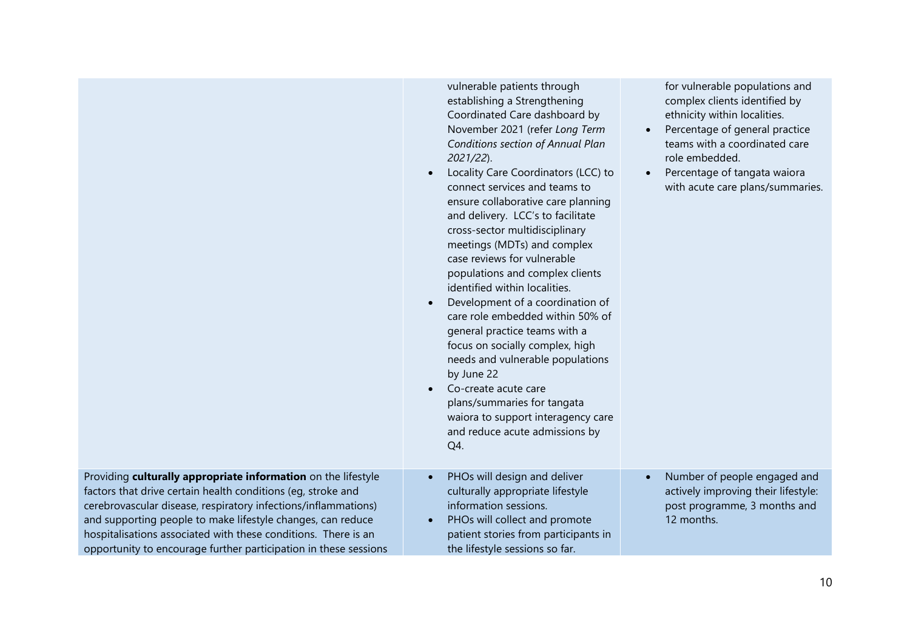| | | |
|---|---|---|
| | vulnerable patients through establishing a Strengthening Coordinated Care dashboard by November 2021 (refer *Long Term Conditions section of Annual Plan 2021/22*).<br>• Locality Care Coordinators (LCC) to connect services and teams to ensure collaborative care planning and delivery. LCC's to facilitate cross-sector multidisciplinary meetings (MDTs) and complex case reviews for vulnerable populations and complex clients identified within localities.<br>• Development of a coordination of care role embedded within 50% of general practice teams with a focus on socially complex, high needs and vulnerable populations by June 22<br>• Co-create acute care plans/summaries for tangata waiora to support interagency care and reduce acute admissions by Q4. | for vulnerable populations and complex clients identified by ethnicity within localities.<br>• Percentage of general practice teams with a coordinated care role embedded.<br>• Percentage of tangata waiora with acute care plans/summaries. |
| Providing **culturally appropriate information** on the lifestyle factors that drive certain health conditions (eg, stroke and cerebrovascular disease, respiratory infections/inflammations) and supporting people to make lifestyle changes, can reduce hospitalisations associated with these conditions. There is an opportunity to encourage further participation in these sessions | • PHOs will design and deliver culturally appropriate lifestyle information sessions.<br>• PHOs will collect and promote patient stories from participants in the lifestyle sessions so far. | • Number of people engaged and actively improving their lifestyle: post programme, 3 months and 12 months. |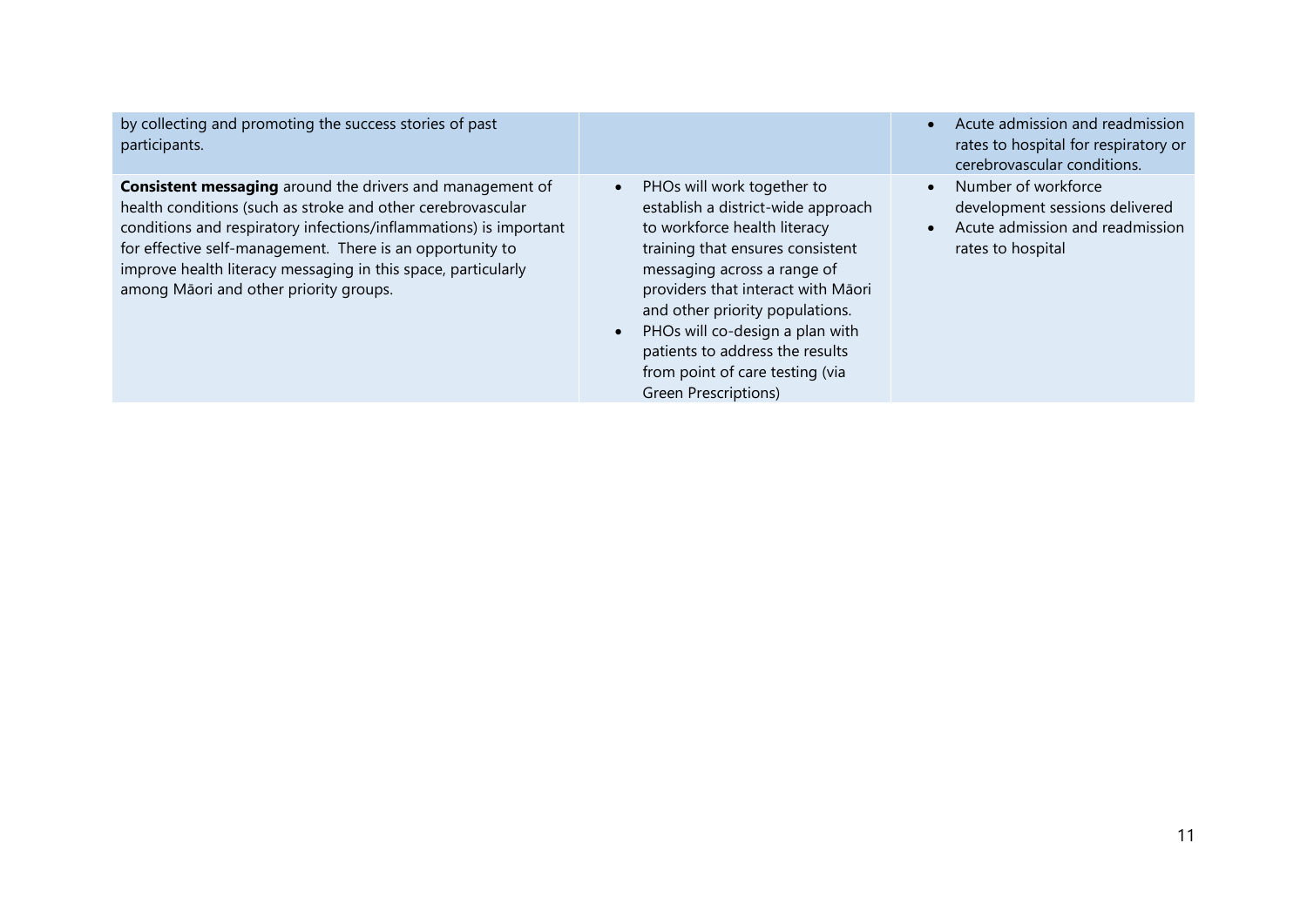| | | |
|---|---|---|
| by collecting and promoting the success stories of past participants. | | • Acute admission and readmission rates to hospital for respiratory or cerebrovascular conditions. |
| **Consistent messaging** around the drivers and management of health conditions (such as stroke and other cerebrovascular conditions and respiratory infections/inflammations) is important for effective self-management. There is an opportunity to improve health literacy messaging in this space, particularly among Māori and other priority groups. | • PHOs will work together to establish a district-wide approach to workforce health literacy training that ensures consistent messaging across a range of providers that interact with Māori and other priority populations.<br>• PHOs will co-design a plan with patients to address the results from point of care testing (via Green Prescriptions) | • Number of workforce development sessions delivered<br>• Acute admission and readmission rates to hospital |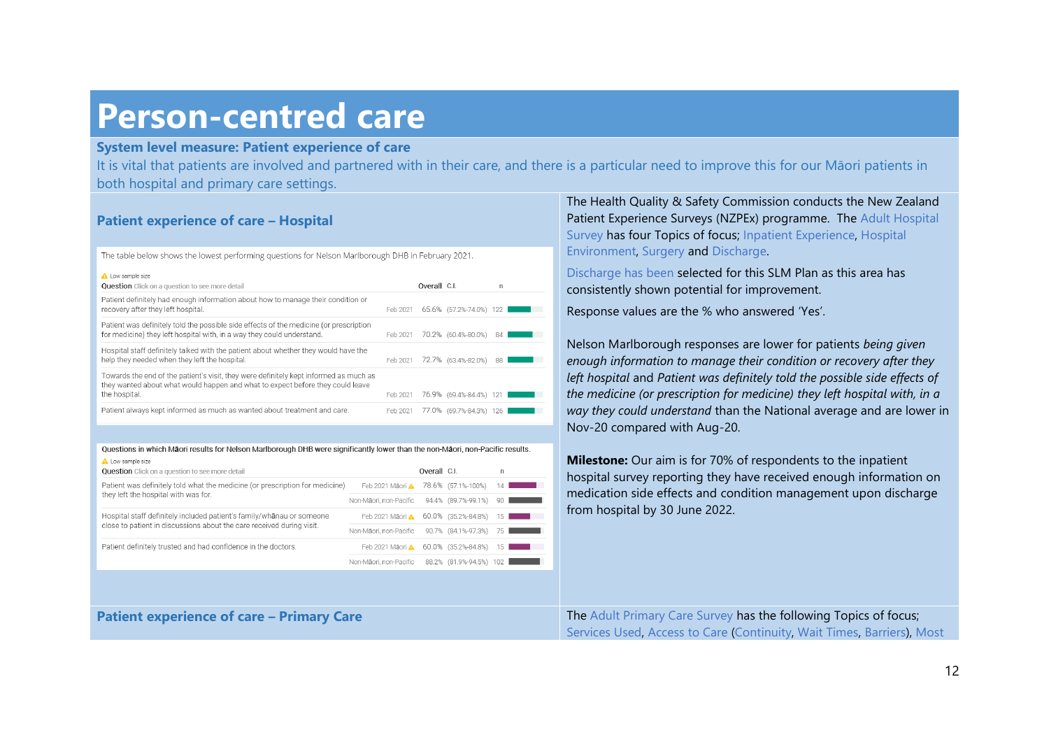# Person-centred care

**System level measure: Patient experience of care**

It is vital that patients are involved and partnered with in their care, and there is a particular need to improve this for our Māori patients in both hospital and primary care settings.

## Patient experience of care – Hospital

The table below shows the lowest performing questions for Nelson Marlborough DHB in February 2021.

⚠ Low sample size

| Question Click on a question to see more detail | | Overall | C.I. | n |
|---|---|---|---|---|
| Patient definitely had enough information about how to manage their condition or recovery after they left hospital. | Feb 2021 | 65.6% | (57.2%-74.0%) | 122 |
| Patient was definitely told the possible side effects of the medicine (or prescription for medicine) they left hospital with, in a way they could understand. | Feb 2021 | 70.2% | (60.4%-80.0%) | 84 |
| Hospital staff definitely talked with the patient about whether they would have the help they needed when they left the hospital. | Feb 2021 | 72.7% | (63.4%-82.0%) | 88 |
| Towards the end of the patient's visit, they were definitely kept informed as much as they wanted about what would happen and what to expect before they could leave the hospital. | Feb 2021 | 76.9% | (69.4%-84.4%) | 121 |
| Patient always kept informed as much as wanted about treatment and care. | Feb 2021 | 77.0% | (69.7%-84.3%) | 126 |

Questions in which Māori results for Nelson Marlborough DHB were significantly lower than the non-Māori, non-Pacific results.

⚠ Low sample size

| Question Click on a question to see more detail | | Overall | C.I. | n |
|---|---|---|---|---|
| Patient was definitely told what the medicine (or prescription for medicine) they left the hospital with was for. | Feb 2021 Māori ⚠ | 78.6% | (57.1%-100%) | 14 |
| | Non-Māori, non-Pacific | 94.4% | (89.7%-99.1%) | 90 |
| Hospital staff definitely included patient's family/whānau or someone close to patient in discussions about the care received during visit. | Feb 2021 Māori ⚠ | 60.0% | (35.2%-84.8%) | 15 |
| | Non-Māori, non-Pacific | 90.7% | (84.1%-97.3%) | 75 |
| Patient definitely trusted and had confidence in the doctors. | Feb 2021 Māori ⚠ | 60.0% | (35.2%-84.8%) | 15 |
| | Non-Māori, non-Pacific | 88.2% | (81.9%-94.5%) | 102 |

The Health Quality & Safety Commission conducts the New Zealand Patient Experience Surveys (NZPEx) programme. The Adult Hospital Survey has four Topics of focus; Inpatient Experience, Hospital Environment, Surgery and Discharge.

Discharge has been selected for this SLM Plan as this area has consistently shown potential for improvement.

Response values are the % who answered 'Yes'.

Nelson Marlborough responses are lower for patients *being given enough information to manage their condition or recovery after they left hospital* and *Patient was definitely told the possible side effects of the medicine (or prescription for medicine) they left hospital with, in a way they could understand* than the National average and are lower in Nov-20 compared with Aug-20.

**Milestone:** Our aim is for 70% of respondents to the inpatient hospital survey reporting they have received enough information on medication side effects and condition management upon discharge from hospital by 30 June 2022.

## Patient experience of care – Primary Care

The Adult Primary Care Survey has the following Topics of focus; Services Used, Access to Care (Continuity, Wait Times, Barriers), Most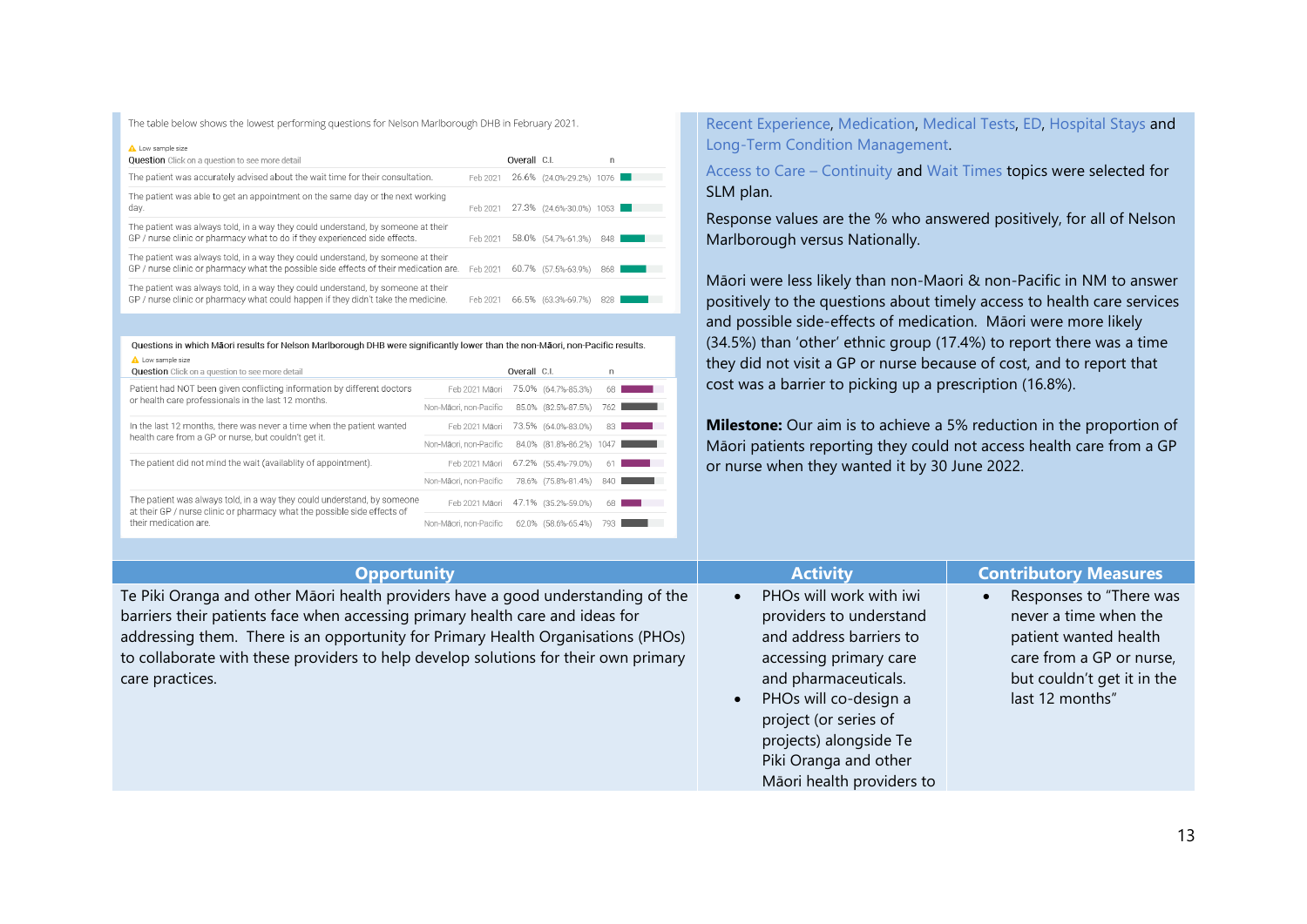The table below shows the lowest performing questions for Nelson Marlborough DHB in February 2021.

⚠ Low sample size

| Question Click on a question to see more detail | | Overall | C.I. | n |
|---|---|---|---|---|
| The patient was accurately advised about the wait time for their consultation. | Feb 2021 | 26.6% | (24.0%-29.2%) | 1076 |
| The patient was able to get an appointment on the same day or the next working day. | Feb 2021 | 27.3% | (24.6%-30.0%) | 1053 |
| The patient was always told, in a way they could understand, by someone at their GP / nurse clinic or pharmacy what to do if they experienced side effects. | Feb 2021 | 58.0% | (54.7%-61.3%) | 848 |
| The patient was always told, in a way they could understand, by someone at their GP / nurse clinic or pharmacy what the possible side effects of their medication are. | Feb 2021 | 60.7% | (57.5%-63.9%) | 868 |
| The patient was always told, in a way they could understand, by someone at their GP / nurse clinic or pharmacy what could happen if they didn't take the medicine. | Feb 2021 | 66.5% | (63.3%-69.7%) | 828 |

Questions in which Māori results for Nelson Marlborough DHB were significantly lower than the non-Māori, non-Pacific results.

⚠ Low sample size

| Question Click on a question to see more detail | | Overall | C.I. | n |
|---|---|---|---|---|
| Patient had NOT been given conflicting information by different doctors or health care professionals in the last 12 months. | Feb 2021 Māori | 75.0% | (64.7%-85.3%) | 68 |
| | Non-Māori, non-Pacific | 85.0% | (82.5%-87.5%) | 762 |
| In the last 12 months, there was never a time when the patient wanted health care from a GP or nurse, but couldn't get it. | Feb 2021 Māori | 73.5% | (64.0%-83.0%) | 83 |
| | Non-Māori, non-Pacific | 84.0% | (81.8%-86.2%) | 1047 |
| The patient did not mind the wait (availability of appointment). | Feb 2021 Māori | 67.2% | (55.4%-79.0%) | 61 |
| | Non-Māori, non-Pacific | 78.6% | (75.8%-81.4%) | 840 |
| The patient was always told, in a way they could understand, by someone at their GP / nurse clinic or pharmacy what the possible side effects of their medication are. | Feb 2021 Māori | 47.1% | (35.2%-59.0%) | 68 |
| | Non-Māori, non-Pacific | 62.0% | (58.6%-65.4%) | 793 |

Recent Experience, Medication, Medical Tests, ED, Hospital Stays and Long-Term Condition Management.

Access to Care – Continuity and Wait Times topics were selected for SLM plan.

Response values are the % who answered positively, for all of Nelson Marlborough versus Nationally.

Māori were less likely than non-Maori & non-Pacific in NM to answer positively to the questions about timely access to health care services and possible side-effects of medication. Māori were more likely (34.5%) than 'other' ethnic group (17.4%) to report there was a time they did not visit a GP or nurse because of cost, and to report that cost was a barrier to picking up a prescription (16.8%).

**Milestone:** Our aim is to achieve a 5% reduction in the proportion of Māori patients reporting they could not access health care from a GP or nurse when they wanted it by 30 June 2022.

| Opportunity | Activity | Contributory Measures |
|---|---|---|
| Te Piki Oranga and other Māori health providers have a good understanding of the barriers their patients face when accessing primary health care and ideas for addressing them. There is an opportunity for Primary Health Organisations (PHOs) to collaborate with these providers to help develop solutions for their own primary care practices. | • PHOs will work with iwi providers to understand and address barriers to accessing primary care and pharmaceuticals.<br>• PHOs will co-design a project (or series of projects) alongside Te Piki Oranga and other Māori health providers to | • Responses to "There was never a time when the patient wanted health care from a GP or nurse, but couldn't get it in the last 12 months" |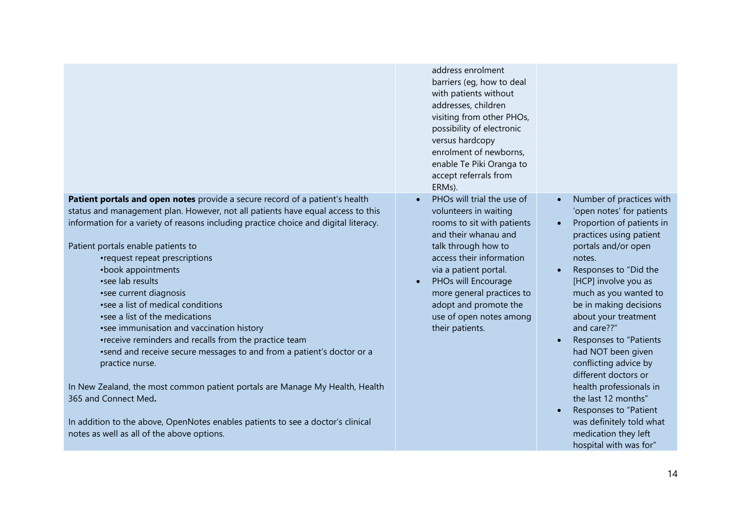| | | |
|---|---|---|
| | address enrolment barriers (eg, how to deal with patients without addresses, children visiting from other PHOs, possibility of electronic versus hardcopy enrolment of newborns, enable Te Piki Oranga to accept referrals from ERMs). | |
| **Patient portals and open notes** provide a secure record of a patient's health status and management plan. However, not all patients have equal access to this information for a variety of reasons including practice choice and digital literacy.<br><br>Patient portals enable patients to<br>•request repeat prescriptions<br>•book appointments<br>•see lab results<br>•see current diagnosis<br>•see a list of medical conditions<br>•see a list of the medications<br>•see immunisation and vaccination history<br>•receive reminders and recalls from the practice team<br>•send and receive secure messages to and from a patient's doctor or a practice nurse.<br><br>In New Zealand, the most common patient portals are Manage My Health, Health 365 and Connect Med**.**<br><br>In addition to the above, OpenNotes enables patients to see a doctor's clinical notes as well as all of the above options. | • PHOs will trial the use of volunteers in waiting rooms to sit with patients and their whanau and talk through how to access their information via a patient portal.<br>• PHOs will Encourage more general practices to adopt and promote the use of open notes among their patients. | • Number of practices with 'open notes' for patients<br>• Proportion of patients in practices using patient portals and/or open notes.<br>• Responses to "Did the [HCP] involve you as much as you wanted to be in making decisions about your treatment and care??"<br>• Responses to "Patients had NOT been given conflicting advice by different doctors or health professionals in the last 12 months"<br>• Responses to "Patient was definitely told what medication they left hospital with was for" |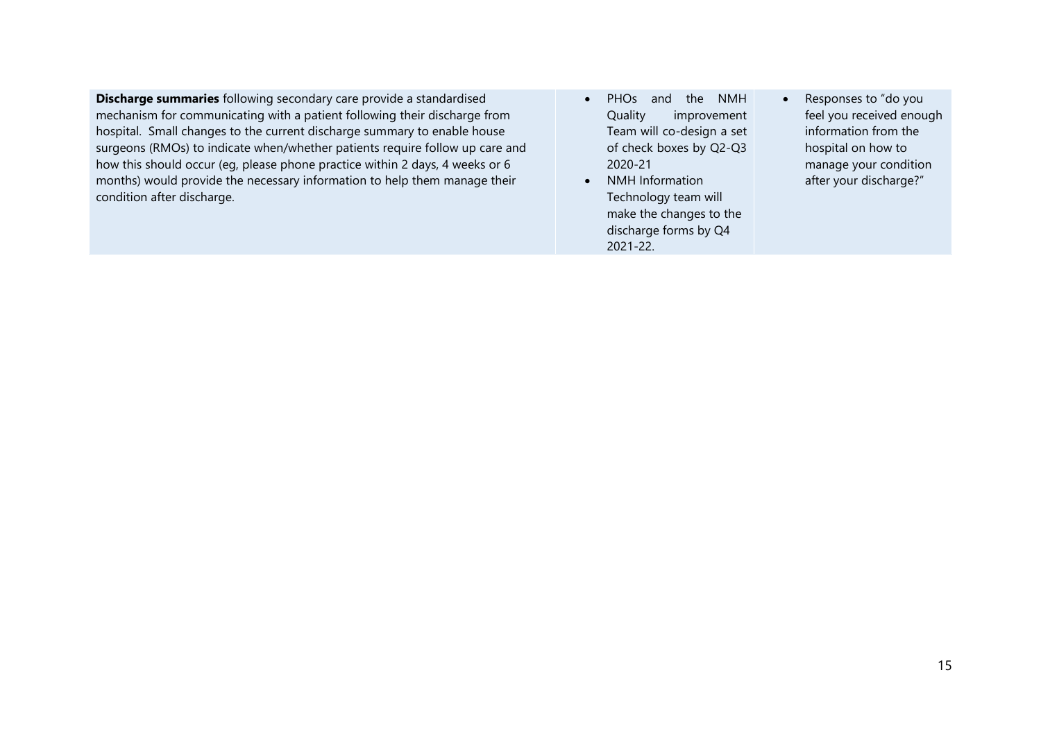| | | |
|---|---|---|
| **Discharge summaries** following secondary care provide a standardised mechanism for communicating with a patient following their discharge from hospital. Small changes to the current discharge summary to enable house surgeons (RMOs) to indicate when/whether patients require follow up care and how this should occur (eg, please phone practice within 2 days, 4 weeks or 6 months) would provide the necessary information to help them manage their condition after discharge. | • PHOs and the NMH Quality improvement Team will co-design a set of check boxes by Q2-Q3 2020-21<br>• NMH Information Technology team will make the changes to the discharge forms by Q4 2021-22. | • Responses to "do you feel you received enough information from the hospital on how to manage your condition after your discharge?" |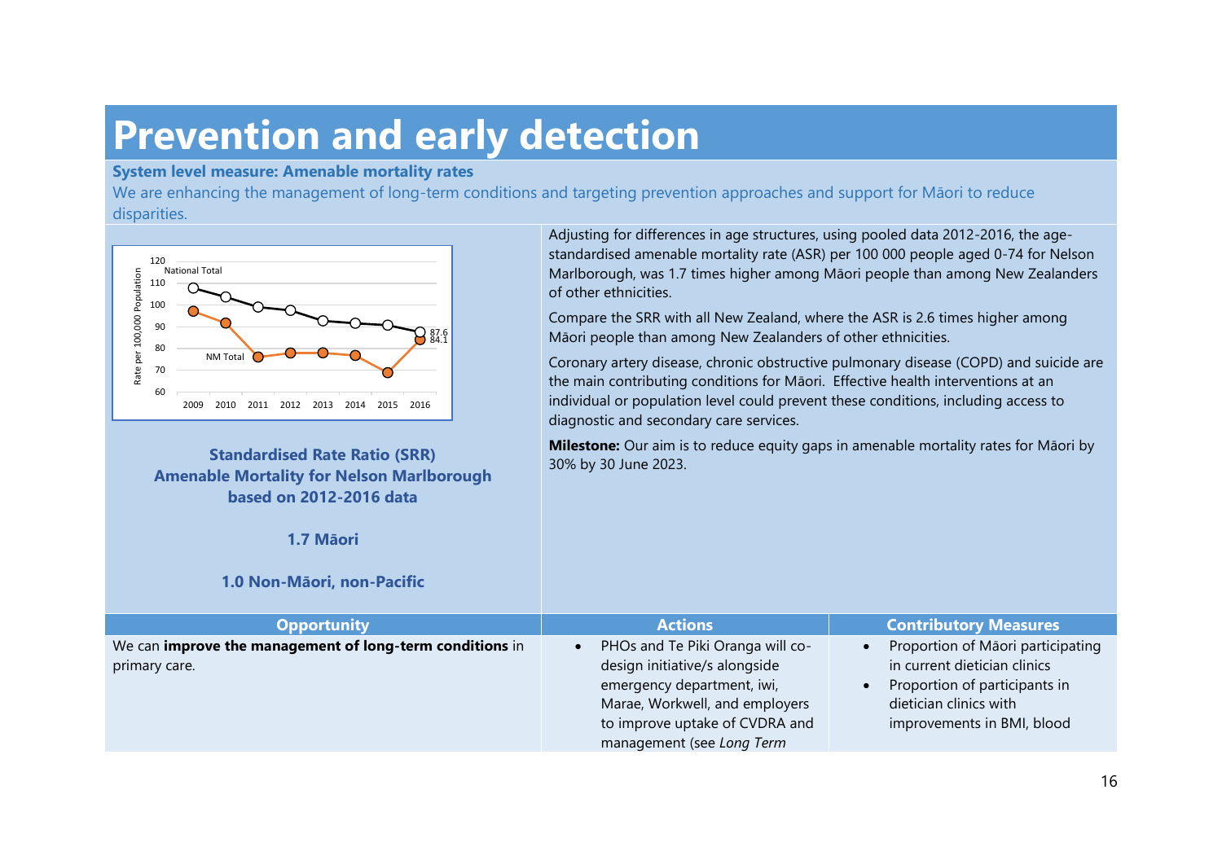# Prevention and early detection

**System level measure: Amenable mortality rates**

We are enhancing the management of long-term conditions and targeting prevention approaches and support for Māori to reduce disparities.

**Standardised Rate Ratio (SRR) Amenable Mortality for Nelson Marlborough based on 2012-2016 data**

**1.7 Māori**

**1.0 Non-Māori, non-Pacific**

Adjusting for differences in age structures, using pooled data 2012-2016, the age-standardised amenable mortality rate (ASR) per 100 000 people aged 0-74 for Nelson Marlborough, was 1.7 times higher among Māori people than among New Zealanders of other ethnicities.

Compare the SRR with all New Zealand, where the ASR is 2.6 times higher among Māori people than among New Zealanders of other ethnicities.

Coronary artery disease, chronic obstructive pulmonary disease (COPD) and suicide are the main contributing conditions for Māori. Effective health interventions at an individual or population level could prevent these conditions, including access to diagnostic and secondary care services.

**Milestone:** Our aim is to reduce equity gaps in amenable mortality rates for Māori by 30% by 30 June 2023.

| Opportunity | Actions | Contributory Measures |
|---|---|---|
| We can **improve the management of long-term conditions** in primary care. | • PHOs and Te Piki Oranga will co-design initiative/s alongside emergency department, iwi, Marae, Workwell, and employers to improve uptake of CVDRA and management (see *Long Term* | • Proportion of Māori participating in current dietician clinics<br>• Proportion of participants in dietician clinics with improvements in BMI, blood |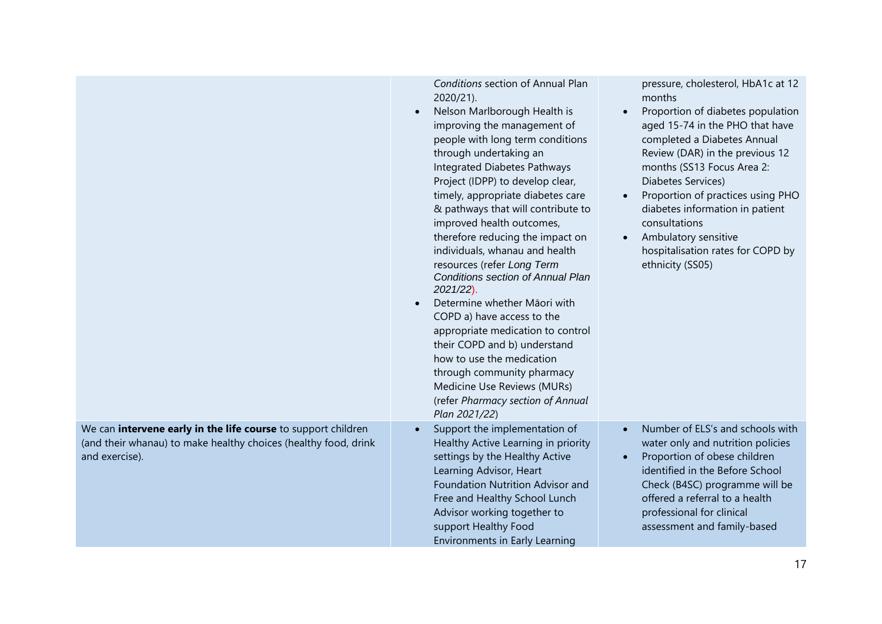| | | |
|---|---|---|
| | *Conditions* section of Annual Plan 2020/21).<br>• Nelson Marlborough Health is improving the management of people with long term conditions through undertaking an Integrated Diabetes Pathways Project (IDPP) to develop clear, timely, appropriate diabetes care & pathways that will contribute to improved health outcomes, therefore reducing the impact on individuals, whanau and health resources (refer *Long Term Conditions section of Annual Plan 2021/22*).<br>• Determine whether Māori with COPD a) have access to the appropriate medication to control their COPD and b) understand how to use the medication through community pharmacy Medicine Use Reviews (MURs) (refer *Pharmacy section of Annual Plan 2021/22*) | pressure, cholesterol, HbA1c at 12 months<br>• Proportion of diabetes population aged 15-74 in the PHO that have completed a Diabetes Annual Review (DAR) in the previous 12 months (SS13 Focus Area 2: Diabetes Services)<br>• Proportion of practices using PHO diabetes information in patient consultations<br>• Ambulatory sensitive hospitalisation rates for COPD by ethnicity (SS05) |
| We can **intervene early in the life course** to support children (and their whanau) to make healthy choices (healthy food, drink and exercise). | • Support the implementation of Healthy Active Learning in priority settings by the Healthy Active Learning Advisor, Heart Foundation Nutrition Advisor and Free and Healthy School Lunch Advisor working together to support Healthy Food Environments in Early Learning | • Number of ELS's and schools with water only and nutrition policies<br>• Proportion of obese children identified in the Before School Check (B4SC) programme will be offered a referral to a health professional for clinical assessment and family-based |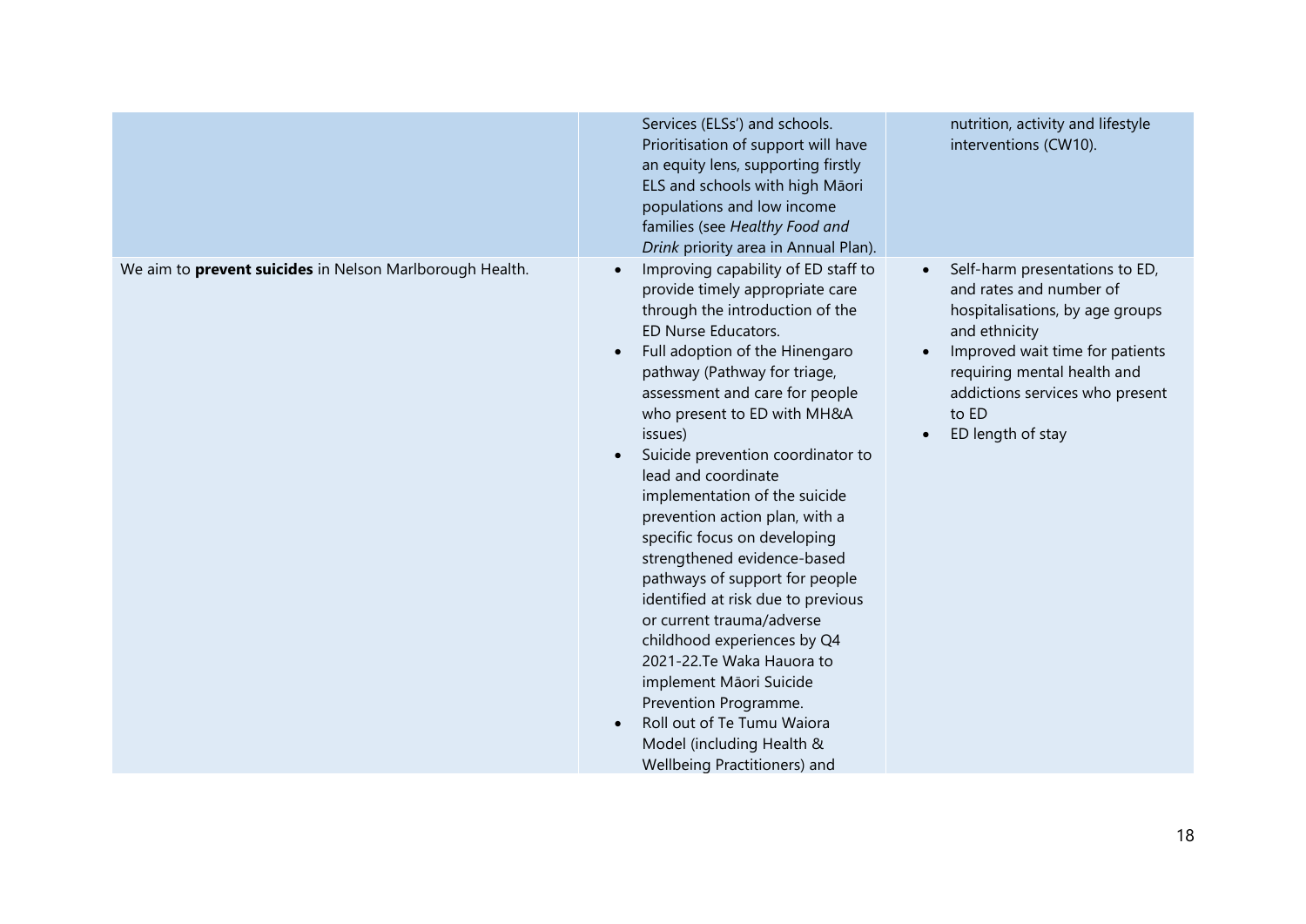| | | |
|---|---|---|
| | Services (ELSs') and schools. Prioritisation of support will have an equity lens, supporting firstly ELS and schools with high Māori populations and low income families (see *Healthy Food and Drink* priority area in Annual Plan). | nutrition, activity and lifestyle interventions (CW10). |
| We aim to **prevent suicides** in Nelson Marlborough Health. | • Improving capability of ED staff to provide timely appropriate care through the introduction of the ED Nurse Educators.<br>• Full adoption of the Hinengaro pathway (Pathway for triage, assessment and care for people who present to ED with MH&A issues)<br>• Suicide prevention coordinator to lead and coordinate implementation of the suicide prevention action plan, with a specific focus on developing strengthened evidence-based pathways of support for people identified at risk due to previous or current trauma/adverse childhood experiences by Q4 2021-22.Te Waka Hauora to implement Māori Suicide Prevention Programme.<br>• Roll out of Te Tumu Waiora Model (including Health & Wellbeing Practitioners) and | • Self-harm presentations to ED, and rates and number of hospitalisations, by age groups and ethnicity<br>• Improved wait time for patients requiring mental health and addictions services who present to ED<br>• ED length of stay |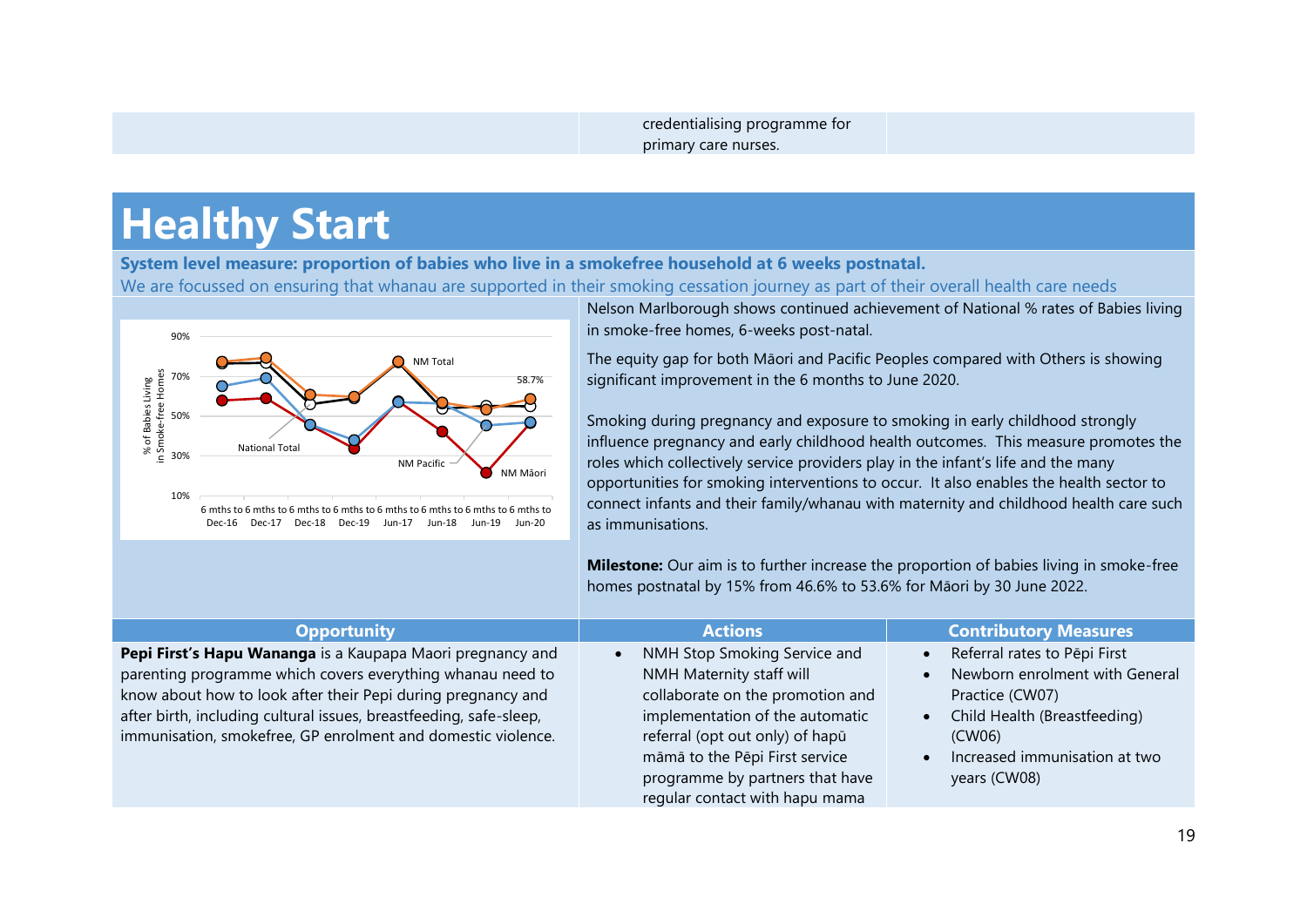| | credentialising programme for primary care nurses. | |
|---|---|---|

# Healthy Start

**System level measure: proportion of babies who live in a smokefree household at 6 weeks postnatal.**

We are focussed on ensuring that whanau are supported in their smoking cessation journey as part of their overall health care needs

Nelson Marlborough shows continued achievement of National % rates of Babies living in smoke-free homes, 6-weeks post-natal.

The equity gap for both Māori and Pacific Peoples compared with Others is showing significant improvement in the 6 months to June 2020.

Smoking during pregnancy and exposure to smoking in early childhood strongly influence pregnancy and early childhood health outcomes. This measure promotes the roles which collectively service providers play in the infant's life and the many opportunities for smoking interventions to occur. It also enables the health sector to connect infants and their family/whanau with maternity and childhood health care such as immunisations.

**Milestone:** Our aim is to further increase the proportion of babies living in smoke-free homes postnatal by 15% from 46.6% to 53.6% for Māori by 30 June 2022.

| Opportunity | Actions | Contributory Measures |
|---|---|---|
| **Pepi First's Hapu Wananga** is a Kaupapa Maori pregnancy and parenting programme which covers everything whanau need to know about how to look after their Pepi during pregnancy and after birth, including cultural issues, breastfeeding, safe-sleep, immunisation, smokefree, GP enrolment and domestic violence. | • NMH Stop Smoking Service and NMH Maternity staff will collaborate on the promotion and implementation of the automatic referral (opt out only) of hapū māmā to the Pēpi First service programme by partners that have regular contact with hapu mama | • Referral rates to Pēpi First<br>• Newborn enrolment with General Practice (CW07)<br>• Child Health (Breastfeeding) (CW06)<br>• Increased immunisation at two years (CW08) |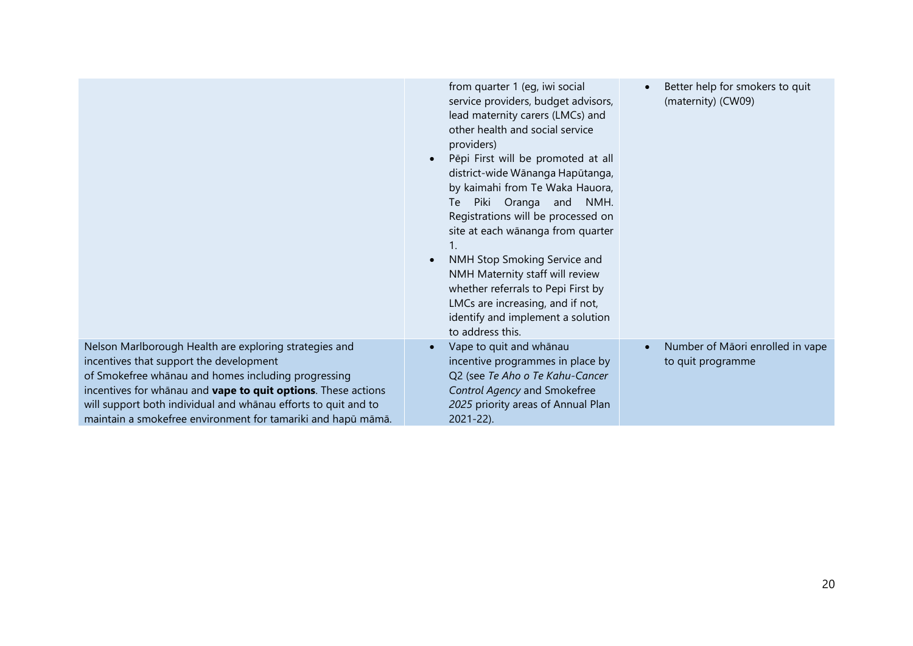| | | |
|---|---|---|
| | from quarter 1 (eg, iwi social service providers, budget advisors, lead maternity carers (LMCs) and other health and social service providers)<br>• Pēpi First will be promoted at all district-wide Wānanga Hapūtanga, by kaimahi from Te Waka Hauora, Te Piki Oranga and NMH. Registrations will be processed on site at each wānanga from quarter 1.<br>• NMH Stop Smoking Service and NMH Maternity staff will review whether referrals to Pepi First by LMCs are increasing, and if not, identify and implement a solution to address this. | • Better help for smokers to quit (maternity) (CW09) |
| Nelson Marlborough Health are exploring strategies and incentives that support the development of Smokefree whānau and homes including progressing incentives for whānau and **vape to quit options**. These actions will support both individual and whānau efforts to quit and to maintain a smokefree environment for tamariki and hapū māmā. | • Vape to quit and whānau incentive programmes in place by Q2 (see *Te Aho o Te Kahu-Cancer Control Agency* and Smokefree *2025* priority areas of Annual Plan 2021-22). | • Number of Māori enrolled in vape to quit programme |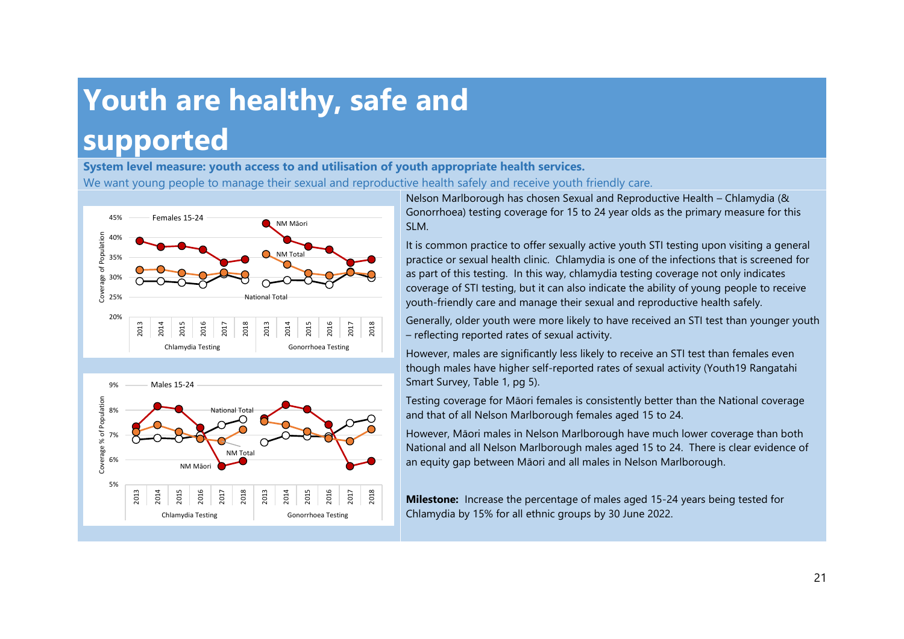# Youth are healthy, safe and supported

**System level measure: youth access to and utilisation of youth appropriate health services.**

We want young people to manage their sexual and reproductive health safely and receive youth friendly care.

Nelson Marlborough has chosen Sexual and Reproductive Health – Chlamydia (& Gonorrhoea) testing coverage for 15 to 24 year olds as the primary measure for this SLM.

It is common practice to offer sexually active youth STI testing upon visiting a general practice or sexual health clinic. Chlamydia is one of the infections that is screened for as part of this testing. In this way, chlamydia testing coverage not only indicates coverage of STI testing, but it can also indicate the ability of young people to receive youth-friendly care and manage their sexual and reproductive health safely.

Generally, older youth were more likely to have received an STI test than younger youth – reflecting reported rates of sexual activity.

However, males are significantly less likely to receive an STI test than females even though males have higher self-reported rates of sexual activity (Youth19 Rangatahi Smart Survey, Table 1, pg 5).

Testing coverage for Māori females is consistently better than the National coverage and that of all Nelson Marlborough females aged 15 to 24.

However, Māori males in Nelson Marlborough have much lower coverage than both National and all Nelson Marlborough males aged 15 to 24. There is clear evidence of an equity gap between Māori and all males in Nelson Marlborough.

**Milestone:** Increase the percentage of males aged 15-24 years being tested for Chlamydia by 15% for all ethnic groups by 30 June 2022.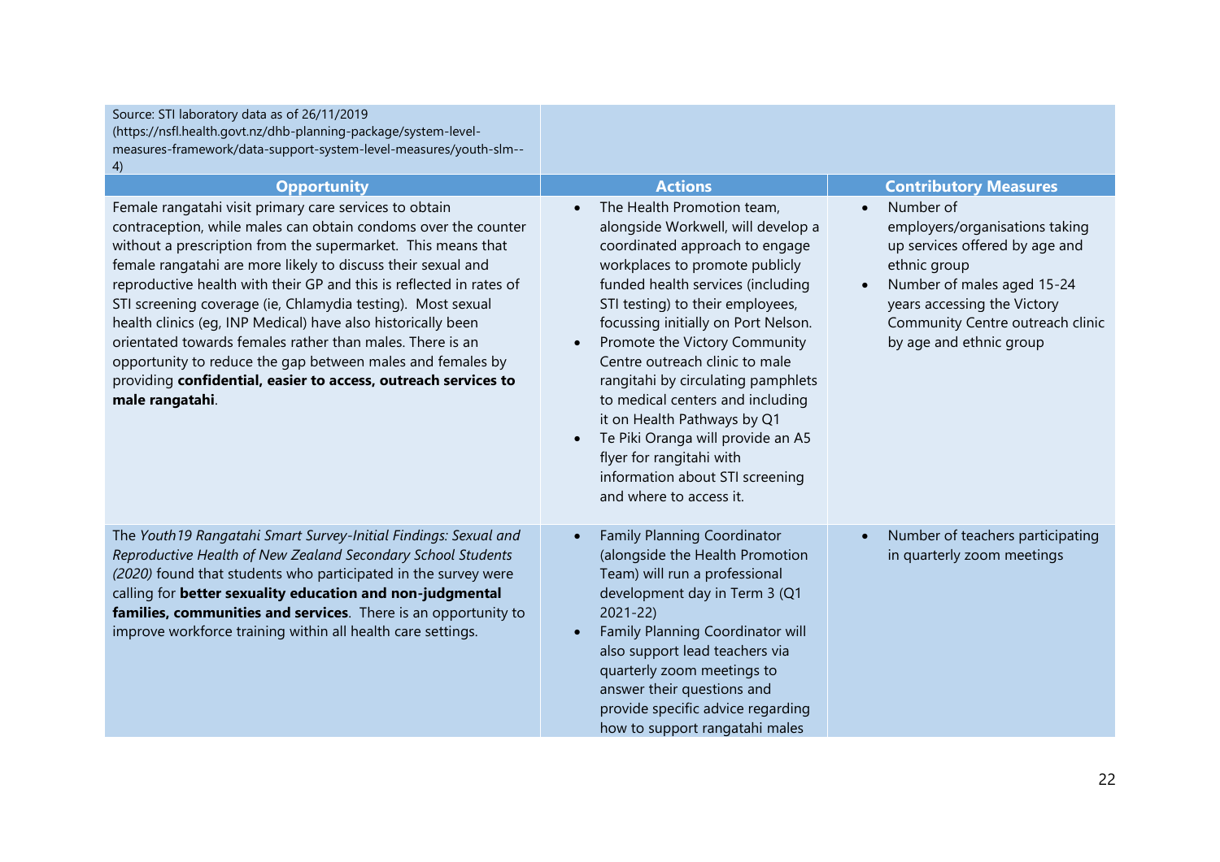Source: STI laboratory data as of 26/11/2019 (https://nsfl.health.govt.nz/dhb-planning-package/system-level-measures-framework/data-support-system-level-measures/youth-slm--4)

| Opportunity | Actions | Contributory Measures |
|---|---|---|
| Female rangatahi visit primary care services to obtain contraception, while males can obtain condoms over the counter without a prescription from the supermarket. This means that female rangatahi are more likely to discuss their sexual and reproductive health with their GP and this is reflected in rates of STI screening coverage (ie, Chlamydia testing). Most sexual health clinics (eg, INP Medical) have also historically been orientated towards females rather than males. There is an opportunity to reduce the gap between males and females by providing **confidential, easier to access, outreach services to male rangatahi**. | • The Health Promotion team, alongside Workwell, will develop a coordinated approach to engage workplaces to promote publicly funded health services (including STI testing) to their employees, focussing initially on Port Nelson.<br>• Promote the Victory Community Centre outreach clinic to male rangitahi by circulating pamphlets to medical centers and including it on Health Pathways by Q1<br>• Te Piki Oranga will provide an A5 flyer for rangitahi with information about STI screening and where to access it. | • Number of employers/organisations taking up services offered by age and ethnic group<br>• Number of males aged 15-24 years accessing the Victory Community Centre outreach clinic by age and ethnic group |
| The *Youth19 Rangatahi Smart Survey-Initial Findings: Sexual and Reproductive Health of New Zealand Secondary School Students (2020)* found that students who participated in the survey were calling for **better sexuality education and non-judgmental families, communities and services**. There is an opportunity to improve workforce training within all health care settings. | • Family Planning Coordinator (alongside the Health Promotion Team) will run a professional development day in Term 3 (Q1 2021-22)<br>• Family Planning Coordinator will also support lead teachers via quarterly zoom meetings to answer their questions and provide specific advice regarding how to support rangatahi males | • Number of teachers participating in quarterly zoom meetings |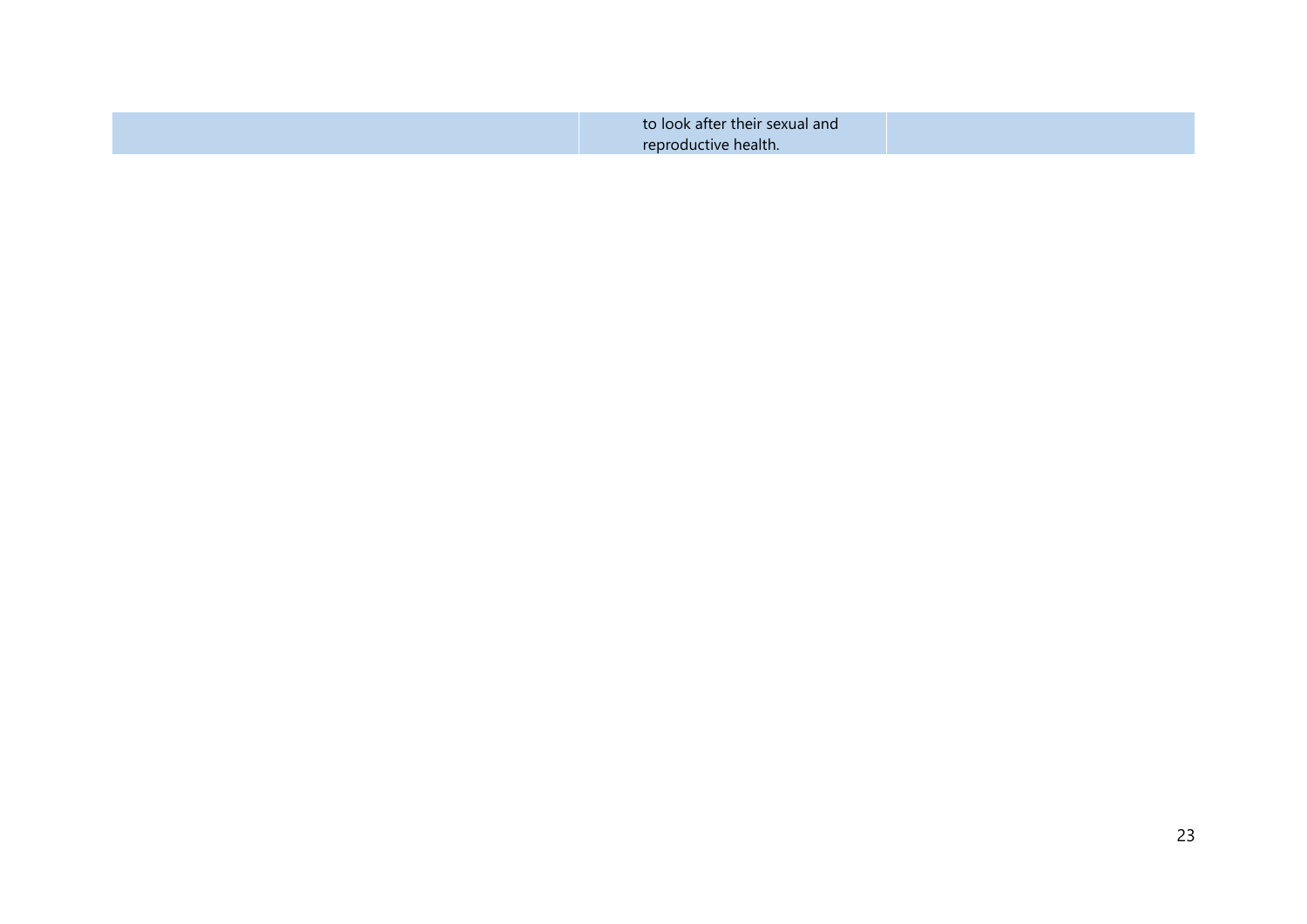| | | |
|---|---|---|
| | to look after their sexual and reproductive health. | |